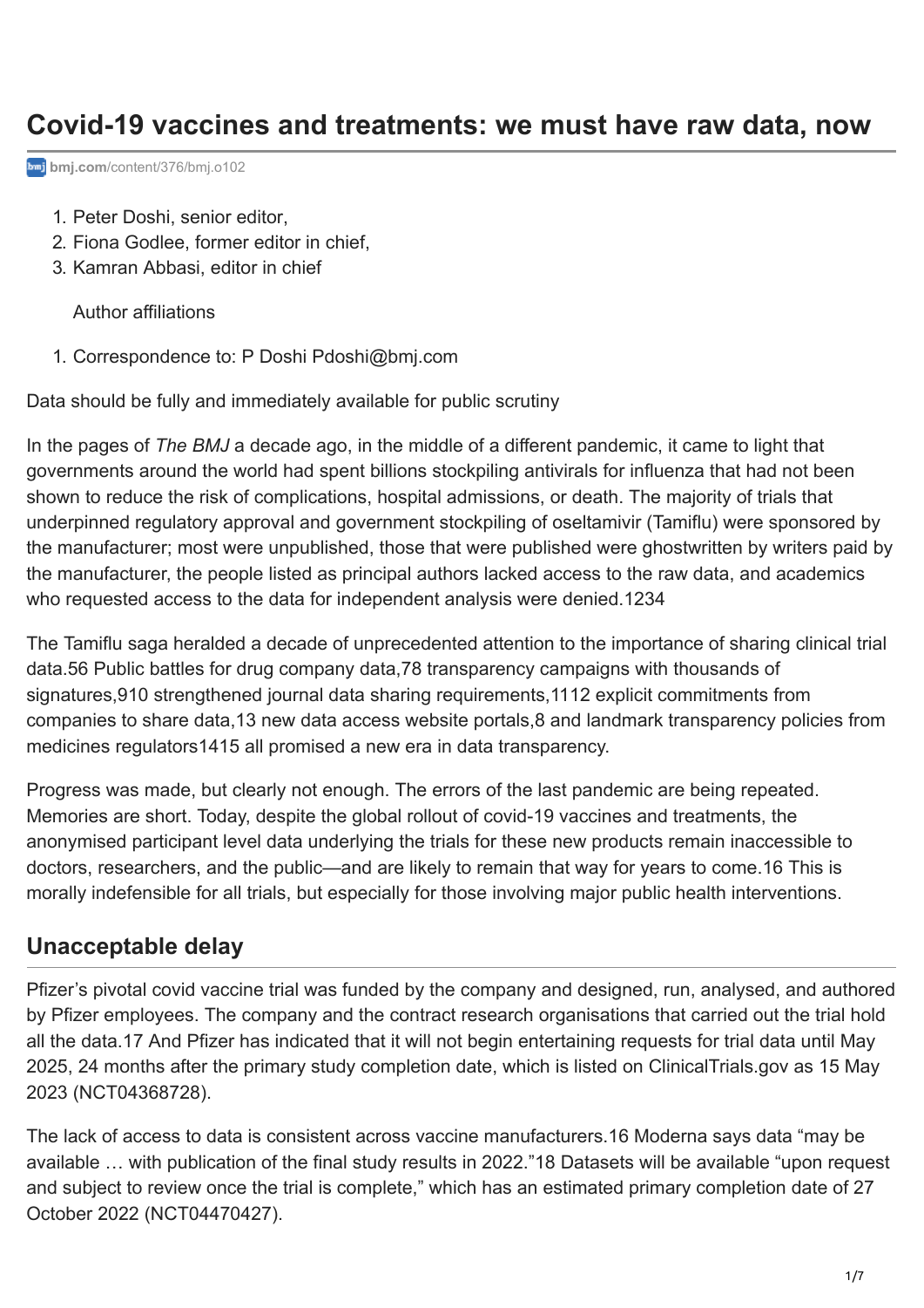# Covid-19 vaccines and treatments: we must have raw data, now

bmj.com/content/376/bmj.o102

1. Peter Doshi, senior editor,
2. Fiona Godlee, former editor in chief,
3. Kamran Abbasi, editor in chief

Author affiliations

1. Correspondence to: P Doshi Pdoshi@bmj.com

Data should be fully and immediately available for public scrutiny

In the pages of *The BMJ* a decade ago, in the middle of a different pandemic, it came to light that governments around the world had spent billions stockpiling antivirals for influenza that had not been shown to reduce the risk of complications, hospital admissions, or death. The majority of trials that underpinned regulatory approval and government stockpiling of oseltamivir (Tamiflu) were sponsored by the manufacturer; most were unpublished, those that were published were ghostwritten by writers paid by the manufacturer, the people listed as principal authors lacked access to the raw data, and academics who requested access to the data for independent analysis were denied.[1234]

The Tamiflu saga heralded a decade of unprecedented attention to the importance of sharing clinical trial data.[56] Public battles for drug company data,[78] transparency campaigns with thousands of signatures,[910] strengthened journal data sharing requirements,[1112] explicit commitments from companies to share data,[13] new data access website portals,[8] and landmark transparency policies from medicines regulators[1415] all promised a new era in data transparency.

Progress was made, but clearly not enough. The errors of the last pandemic are being repeated. Memories are short. Today, despite the global rollout of covid-19 vaccines and treatments, the anonymised participant level data underlying the trials for these new products remain inaccessible to doctors, researchers, and the public—and are likely to remain that way for years to come.[16] This is morally indefensible for all trials, but especially for those involving major public health interventions.

## Unacceptable delay

Pfizer's pivotal covid vaccine trial was funded by the company and designed, run, analysed, and authored by Pfizer employees. The company and the contract research organisations that carried out the trial hold all the data.[17] And Pfizer has indicated that it will not begin entertaining requests for trial data until May 2025, 24 months after the primary study completion date, which is listed on ClinicalTrials.gov as 15 May 2023 (NCT04368728).

The lack of access to data is consistent across vaccine manufacturers.[16] Moderna says data "may be available … with publication of the final study results in 2022."[18] Datasets will be available "upon request and subject to review once the trial is complete," which has an estimated primary completion date of 27 October 2022 (NCT04470427).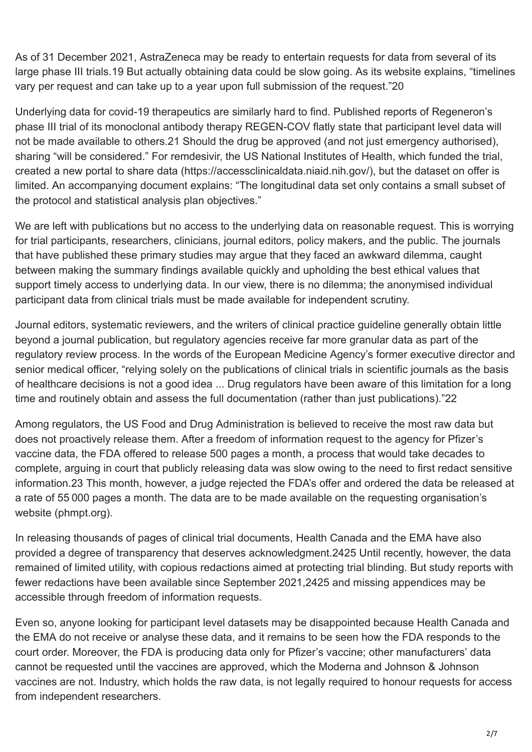As of 31 December 2021, AstraZeneca may be ready to entertain requests for data from several of its large phase III trials.[19] But actually obtaining data could be slow going. As its website explains, "timelines vary per request and can take up to a year upon full submission of the request."[20]

Underlying data for covid-19 therapeutics are similarly hard to find. Published reports of Regeneron's phase III trial of its monoclonal antibody therapy REGEN-COV flatly state that participant level data will not be made available to others.[21] Should the drug be approved (and not just emergency authorised), sharing "will be considered." For remdesivir, the US National Institutes of Health, which funded the trial, created a new portal to share data (https://accessclinicaldata.niaid.nih.gov/), but the dataset on offer is limited. An accompanying document explains: "The longitudinal data set only contains a small subset of the protocol and statistical analysis plan objectives."

We are left with publications but no access to the underlying data on reasonable request. This is worrying for trial participants, researchers, clinicians, journal editors, policy makers, and the public. The journals that have published these primary studies may argue that they faced an awkward dilemma, caught between making the summary findings available quickly and upholding the best ethical values that support timely access to underlying data. In our view, there is no dilemma; the anonymised individual participant data from clinical trials must be made available for independent scrutiny.

Journal editors, systematic reviewers, and the writers of clinical practice guideline generally obtain little beyond a journal publication, but regulatory agencies receive far more granular data as part of the regulatory review process. In the words of the European Medicine Agency's former executive director and senior medical officer, "relying solely on the publications of clinical trials in scientific journals as the basis of healthcare decisions is not a good idea ... Drug regulators have been aware of this limitation for a long time and routinely obtain and assess the full documentation (rather than just publications)."[22]

Among regulators, the US Food and Drug Administration is believed to receive the most raw data but does not proactively release them. After a freedom of information request to the agency for Pfizer's vaccine data, the FDA offered to release 500 pages a month, a process that would take decades to complete, arguing in court that publicly releasing data was slow owing to the need to first redact sensitive information.[23] This month, however, a judge rejected the FDA's offer and ordered the data be released at a rate of 55 000 pages a month. The data are to be made available on the requesting organisation's website (phmpt.org).

In releasing thousands of pages of clinical trial documents, Health Canada and the EMA have also provided a degree of transparency that deserves acknowledgment.[24,25] Until recently, however, the data remained of limited utility, with copious redactions aimed at protecting trial blinding. But study reports with fewer redactions have been available since September 2021,[24,25] and missing appendices may be accessible through freedom of information requests.

Even so, anyone looking for participant level datasets may be disappointed because Health Canada and the EMA do not receive or analyse these data, and it remains to be seen how the FDA responds to the court order. Moreover, the FDA is producing data only for Pfizer's vaccine; other manufacturers' data cannot be requested until the vaccines are approved, which the Moderna and Johnson & Johnson vaccines are not. Industry, which holds the raw data, is not legally required to honour requests for access from independent researchers.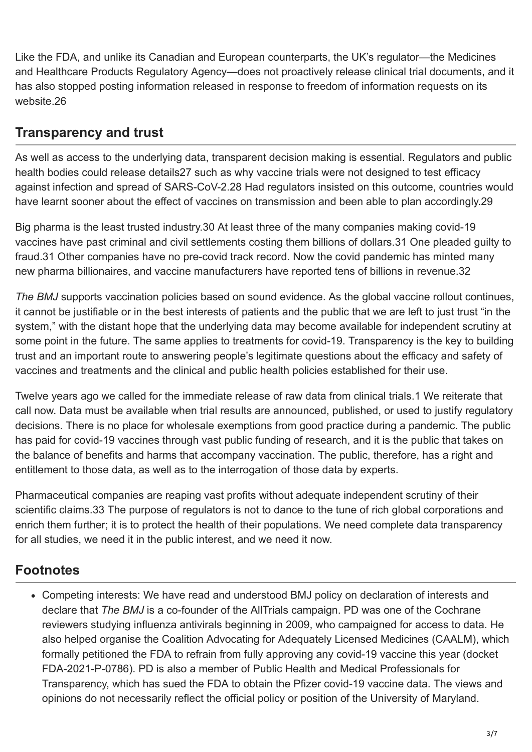Like the FDA, and unlike its Canadian and European counterparts, the UK's regulator—the Medicines and Healthcare Products Regulatory Agency—does not proactively release clinical trial documents, and it has also stopped posting information released in response to freedom of information requests on its website.[26]

## Transparency and trust

As well as access to the underlying data, transparent decision making is essential. Regulators and public health bodies could release details[27] such as why vaccine trials were not designed to test efficacy against infection and spread of SARS-CoV-2.[28] Had regulators insisted on this outcome, countries would have learnt sooner about the effect of vaccines on transmission and been able to plan accordingly.[29]

Big pharma is the least trusted industry.[30] At least three of the many companies making covid-19 vaccines have past criminal and civil settlements costing them billions of dollars.[31] One pleaded guilty to fraud.[31] Other companies have no pre-covid track record. Now the covid pandemic has minted many new pharma billionaires, and vaccine manufacturers have reported tens of billions in revenue.[32]

*The BMJ* supports vaccination policies based on sound evidence. As the global vaccine rollout continues, it cannot be justifiable or in the best interests of patients and the public that we are left to just trust "in the system," with the distant hope that the underlying data may become available for independent scrutiny at some point in the future. The same applies to treatments for covid-19. Transparency is the key to building trust and an important route to answering people's legitimate questions about the efficacy and safety of vaccines and treatments and the clinical and public health policies established for their use.

Twelve years ago we called for the immediate release of raw data from clinical trials.[1] We reiterate that call now. Data must be available when trial results are announced, published, or used to justify regulatory decisions. There is no place for wholesale exemptions from good practice during a pandemic. The public has paid for covid-19 vaccines through vast public funding of research, and it is the public that takes on the balance of benefits and harms that accompany vaccination. The public, therefore, has a right and entitlement to those data, as well as to the interrogation of those data by experts.

Pharmaceutical companies are reaping vast profits without adequate independent scrutiny of their scientific claims.[33] The purpose of regulators is not to dance to the tune of rich global corporations and enrich them further; it is to protect the health of their populations. We need complete data transparency for all studies, we need it in the public interest, and we need it now.

## Footnotes

- Competing interests: We have read and understood BMJ policy on declaration of interests and declare that *The BMJ* is a co-founder of the AllTrials campaign. PD was one of the Cochrane reviewers studying influenza antivirals beginning in 2009, who campaigned for access to data. He also helped organise the Coalition Advocating for Adequately Licensed Medicines (CAALM), which formally petitioned the FDA to refrain from fully approving any covid-19 vaccine this year (docket FDA-2021-P-0786). PD is also a member of Public Health and Medical Professionals for Transparency, which has sued the FDA to obtain the Pfizer covid-19 vaccine data. The views and opinions do not necessarily reflect the official policy or position of the University of Maryland.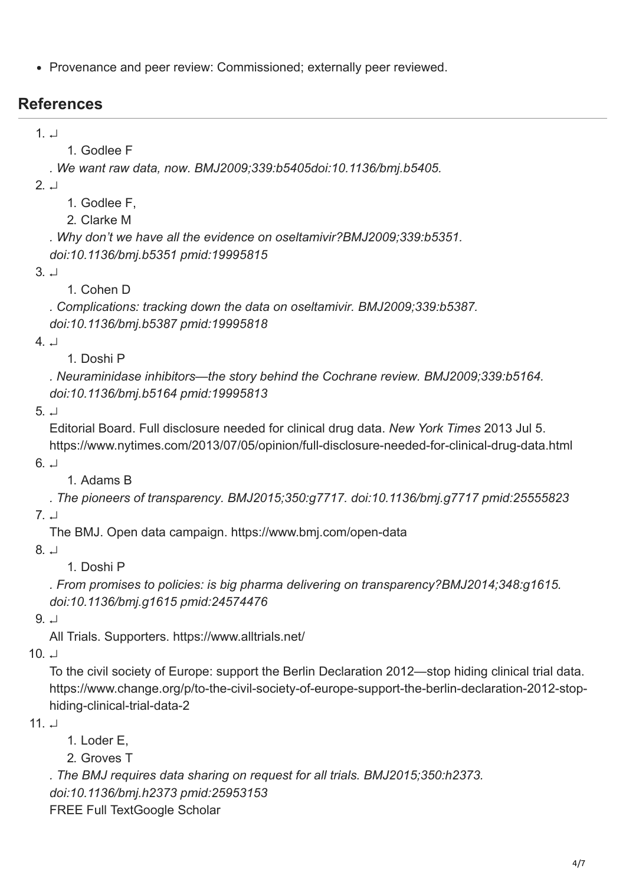- Provenance and peer review: Commissioned; externally peer reviewed.

## References

1. ↵
    1. Godlee F

   *. We want raw data, now. BMJ2009;339:b5405doi:10.1136/bmj.b5405.*
2. ↵
    1. Godlee F,
    2. Clarke M

   *. Why don't we have all the evidence on oseltamivir?BMJ2009;339:b5351. doi:10.1136/bmj.b5351 pmid:19995815*
3. ↵
    1. Cohen D

   *. Complications: tracking down the data on oseltamivir. BMJ2009;339:b5387. doi:10.1136/bmj.b5387 pmid:19995818*
4. ↵
    1. Doshi P

   *. Neuraminidase inhibitors—the story behind the Cochrane review. BMJ2009;339:b5164. doi:10.1136/bmj.b5164 pmid:19995813*
5. ↵
   Editorial Board. Full disclosure needed for clinical drug data. *New York Times* 2013 Jul 5. https://www.nytimes.com/2013/07/05/opinion/full-disclosure-needed-for-clinical-drug-data.html
6. ↵
    1. Adams B

   *. The pioneers of transparency. BMJ2015;350:g7717. doi:10.1136/bmj.g7717 pmid:25555823*
7. ↵
   The BMJ. Open data campaign. https://www.bmj.com/open-data
8. ↵
    1. Doshi P

   *. From promises to policies: is big pharma delivering on transparency?BMJ2014;348:g1615. doi:10.1136/bmj.g1615 pmid:24574476*
9. ↵
   All Trials. Supporters. https://www.alltrials.net/
10. ↵
    To the civil society of Europe: support the Berlin Declaration 2012—stop hiding clinical trial data. https://www.change.org/p/to-the-civil-society-of-europe-support-the-berlin-declaration-2012-stop-hiding-clinical-trial-data-2
11. ↵
    1. Loder E,
    2. Groves T

    *. The BMJ requires data sharing on request for all trials. BMJ2015;350:h2373. doi:10.1136/bmj.h2373 pmid:25953153*
    FREE Full TextGoogle Scholar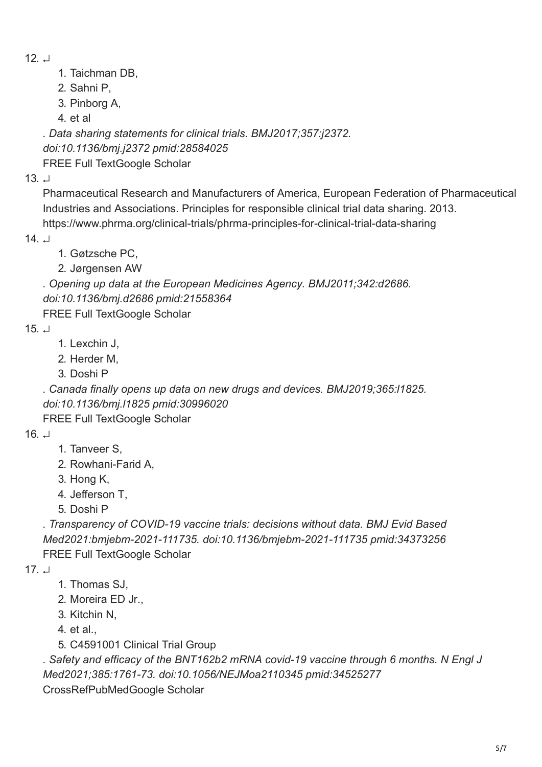12. ↵

    1. Taichman DB,
    2. Sahni P,
    3. Pinborg A,
    4. et al

    *. Data sharing statements for clinical trials. BMJ2017;357:j2372. doi:10.1136/bmj.j2372 pmid:28584025*

    FREE Full TextGoogle Scholar

13. ↵

    Pharmaceutical Research and Manufacturers of America, European Federation of Pharmaceutical Industries and Associations. Principles for responsible clinical trial data sharing. 2013. https://www.phrma.org/clinical-trials/phrma-principles-for-clinical-trial-data-sharing

14. ↵

    1. Gøtzsche PC,
    2. Jørgensen AW

    *. Opening up data at the European Medicines Agency. BMJ2011;342:d2686. doi:10.1136/bmj.d2686 pmid:21558364*

    FREE Full TextGoogle Scholar

15. ↵

    1. Lexchin J,
    2. Herder M,
    3. Doshi P

    *. Canada finally opens up data on new drugs and devices. BMJ2019;365:l1825. doi:10.1136/bmj.l1825 pmid:30996020*

    FREE Full TextGoogle Scholar

16. ↵

    1. Tanveer S,
    2. Rowhani-Farid A,
    3. Hong K,
    4. Jefferson T,
    5. Doshi P

    *. Transparency of COVID-19 vaccine trials: decisions without data. BMJ Evid Based Med2021:bmjebm-2021-111735. doi:10.1136/bmjebm-2021-111735 pmid:34373256*

    FREE Full TextGoogle Scholar

17. ↵

    1. Thomas SJ,
    2. Moreira ED Jr.,
    3. Kitchin N,
    4. et al.,
    5. C4591001 Clinical Trial Group

    *. Safety and efficacy of the BNT162b2 mRNA covid-19 vaccine through 6 months. N Engl J Med2021;385:1761-73. doi:10.1056/NEJMoa2110345 pmid:34525277*

    CrossRefPubMedGoogle Scholar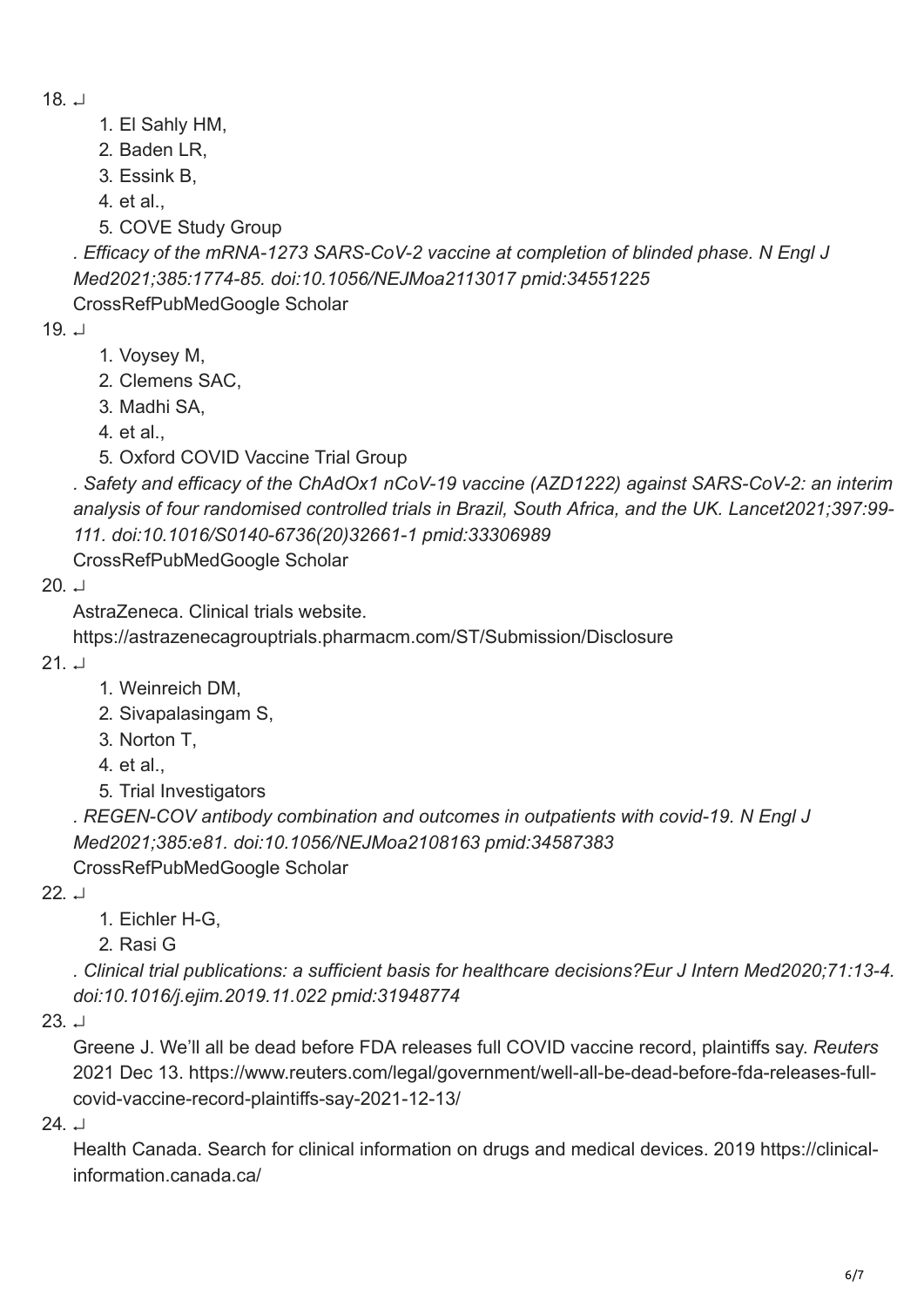18. ↵

    1. El Sahly HM,
    2. Baden LR,
    3. Essink B,
    4. et al.,
    5. COVE Study Group

    *. Efficacy of the mRNA-1273 SARS-CoV-2 vaccine at completion of blinded phase. N Engl J Med2021;385:1774-85. doi:10.1056/NEJMoa2113017 pmid:34551225*

    CrossRefPubMedGoogle Scholar

19. ↵

    1. Voysey M,
    2. Clemens SAC,
    3. Madhi SA,
    4. et al.,
    5. Oxford COVID Vaccine Trial Group

    *. Safety and efficacy of the ChAdOx1 nCoV-19 vaccine (AZD1222) against SARS-CoV-2: an interim analysis of four randomised controlled trials in Brazil, South Africa, and the UK. Lancet2021;397:99-111. doi:10.1016/S0140-6736(20)32661-1 pmid:33306989*

    CrossRefPubMedGoogle Scholar

20. ↵

    AstraZeneca. Clinical trials website. https://astrazenecagrouptrials.pharmacm.com/ST/Submission/Disclosure

21. ↵

    1. Weinreich DM,
    2. Sivapalasingam S,
    3. Norton T,
    4. et al.,
    5. Trial Investigators

    *. REGEN-COV antibody combination and outcomes in outpatients with covid-19. N Engl J Med2021;385:e81. doi:10.1056/NEJMoa2108163 pmid:34587383*

    CrossRefPubMedGoogle Scholar

22. ↵

    1. Eichler H-G,
    2. Rasi G

    *. Clinical trial publications: a sufficient basis for healthcare decisions?Eur J Intern Med2020;71:13-4. doi:10.1016/j.ejim.2019.11.022 pmid:31948774*

23. ↵

    Greene J. We'll all be dead before FDA releases full COVID vaccine record, plaintiffs say. *Reuters* 2021 Dec 13. https://www.reuters.com/legal/government/well-all-be-dead-before-fda-releases-full-covid-vaccine-record-plaintiffs-say-2021-12-13/

24. ↵

    Health Canada. Search for clinical information on drugs and medical devices. 2019 https://clinical-information.canada.ca/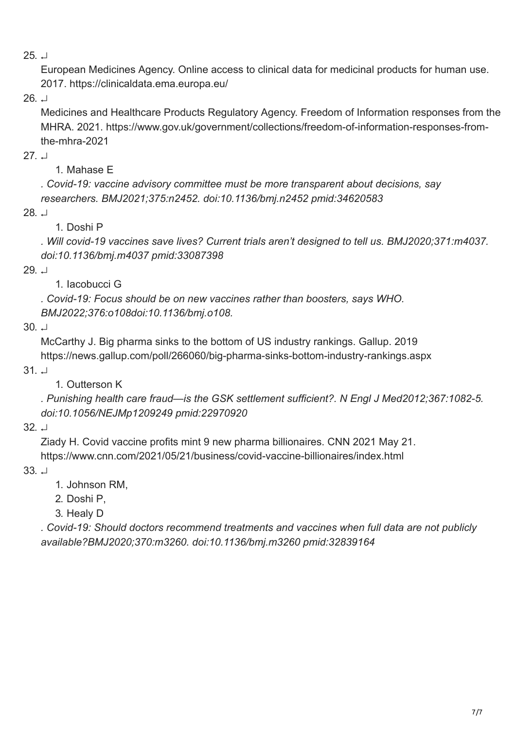25. ↵

    European Medicines Agency. Online access to clinical data for medicinal products for human use. 2017. https://clinicaldata.ema.europa.eu/

26. ↵

    Medicines and Healthcare Products Regulatory Agency. Freedom of Information responses from the MHRA. 2021. https://www.gov.uk/government/collections/freedom-of-information-responses-from-the-mhra-2021

27. ↵

    1. Mahase E

    *. Covid-19: vaccine advisory committee must be more transparent about decisions, say researchers. BMJ2021;375:n2452. doi:10.1136/bmj.n2452 pmid:34620583*

28. ↵

    1. Doshi P

    *. Will covid-19 vaccines save lives? Current trials aren't designed to tell us. BMJ2020;371:m4037. doi:10.1136/bmj.m4037 pmid:33087398*

29. ↵

    1. Iacobucci G

    *. Covid-19: Focus should be on new vaccines rather than boosters, says WHO. BMJ2022;376:o108doi:10.1136/bmj.o108.*

30. ↵

    McCarthy J. Big pharma sinks to the bottom of US industry rankings. Gallup. 2019 https://news.gallup.com/poll/266060/big-pharma-sinks-bottom-industry-rankings.aspx

31. ↵

    1. Outterson K

    *. Punishing health care fraud—is the GSK settlement sufficient?. N Engl J Med2012;367:1082-5. doi:10.1056/NEJMp1209249 pmid:22970920*

32. ↵

    Ziady H. Covid vaccine profits mint 9 new pharma billionaires. CNN 2021 May 21. https://www.cnn.com/2021/05/21/business/covid-vaccine-billionaires/index.html

33. ↵

    1. Johnson RM,
    2. Doshi P,
    3. Healy D

    *. Covid-19: Should doctors recommend treatments and vaccines when full data are not publicly available?BMJ2020;370:m3260. doi:10.1136/bmj.m3260 pmid:32839164*